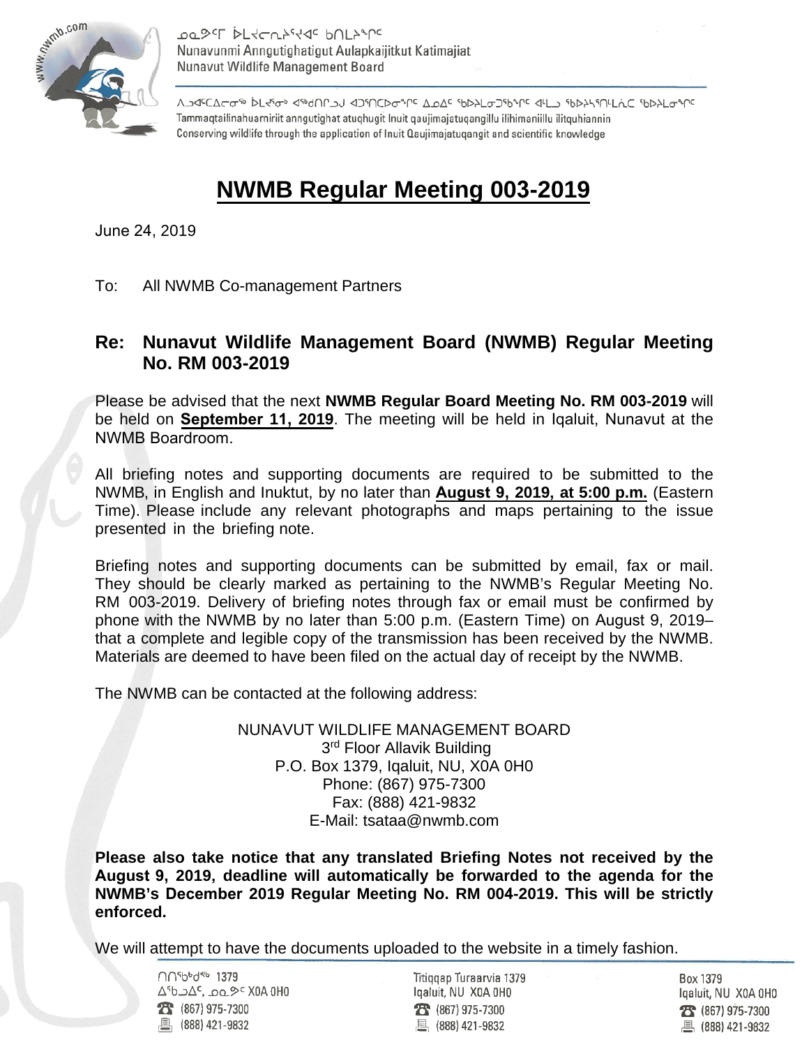ᓄᓇᕗᒥ ᐅᒪᔪᓕᕆᔩᑦ ᑲᑎᒪᔨᖏᑦ
Nunavunmi Anngutighatigut Aulapkaijitkut Katimajiat
Nunavut Wildlife Management Board

Tammaqtailinahuarniriit anngutighat atuqhugit Inuit qaujimajatuqangillu ilihimaniillu ilitquhiannin
Conserving wildlife through the application of Inuit Qaujimajatuqangit and scientific knowledge

# NWMB Regular Meeting 003-2019

June 24, 2019

To: All NWMB Co-management Partners

## Re: Nunavut Wildlife Management Board (NWMB) Regular Meeting No. RM 003-2019

Please be advised that the next **NWMB Regular Board Meeting No. RM 003-2019** will be held on **September 11, 2019**. The meeting will be held in Iqaluit, Nunavut at the NWMB Boardroom.

All briefing notes and supporting documents are required to be submitted to the NWMB, in English and Inuktut, by no later than **August 9, 2019, at 5:00 p.m.** (Eastern Time). Please include any relevant photographs and maps pertaining to the issue presented in the briefing note.

Briefing notes and supporting documents can be submitted by email, fax or mail. They should be clearly marked as pertaining to the NWMB's Regular Meeting No. RM 003-2019. Delivery of briefing notes through fax or email must be confirmed by phone with the NWMB by no later than 5:00 p.m. (Eastern Time) on August 9, 2019– that a complete and legible copy of the transmission has been received by the NWMB. Materials are deemed to have been filed on the actual day of receipt by the NWMB.

The NWMB can be contacted at the following address:

NUNAVUT WILDLIFE MANAGEMENT BOARD
3rd Floor Allavik Building
P.O. Box 1379, Iqaluit, NU, X0A 0H0
Phone: (867) 975-7300
Fax: (888) 421-9832
E-Mail: tsataa@nwmb.com

**Please also take notice that any translated Briefing Notes not received by the August 9, 2019, deadline will automatically be forwarded to the agenda for the NWMB's December 2019 Regular Meeting No. RM 004-2019. This will be strictly enforced.**

We will attempt to have the documents uploaded to the website in a timely fashion.

ᑎᑎᖅᑲᒃᑯᕐᕕᒃ 1379
ᐃᖃᓗᐃᑦ, ᓄᓇᕗᑦ X0A 0H0
(867) 975-7300
(888) 421-9832

Titiqqap Turaarvia 1379
Iqaluit, NU X0A 0H0
(867) 975-7300
(888) 421-9832

Box 1379
Iqaluit, NU X0A 0H0
(867) 975-7300
(888) 421-9832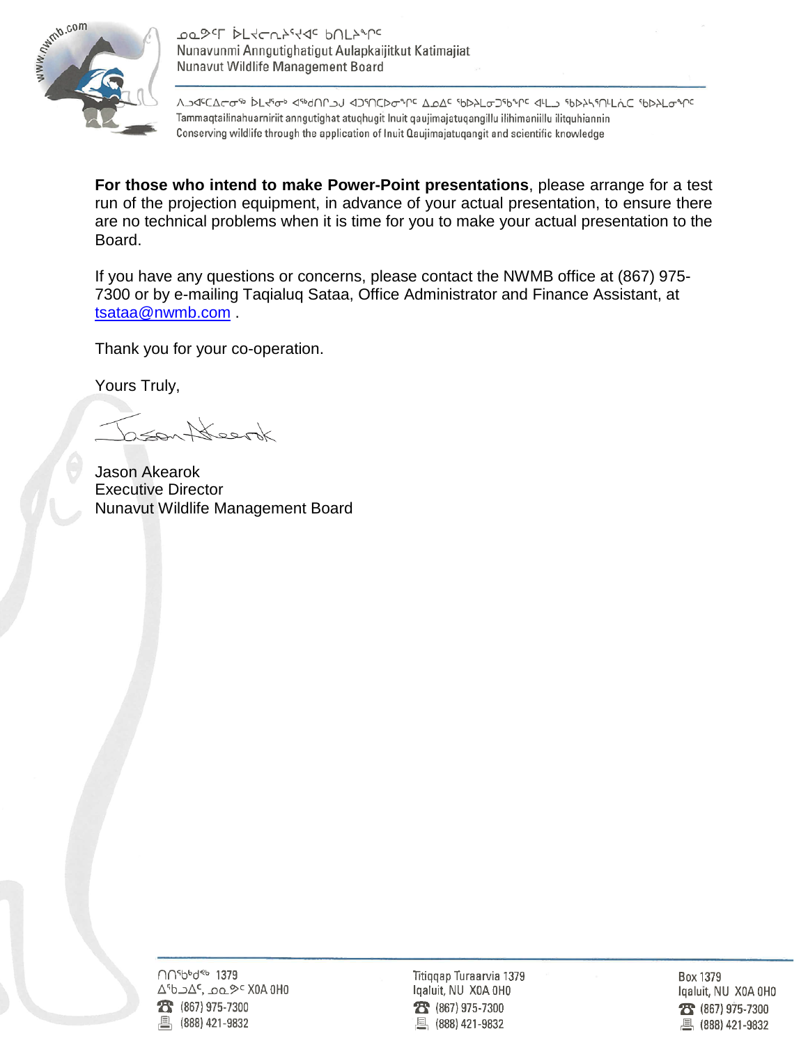**For those who intend to make Power-Point presentations**, please arrange for a test run of the projection equipment, in advance of your actual presentation, to ensure there are no technical problems when it is time for you to make your actual presentation to the Board.

If you have any questions or concerns, please contact the NWMB office at (867) 975-7300 or by e-mailing Taqialuq Sataa, Office Administrator and Finance Assistant, at tsataa@nwmb.com .

Thank you for your co-operation.

Yours Truly,

Jason Akearok
Executive Director
Nunavut Wildlife Management Board